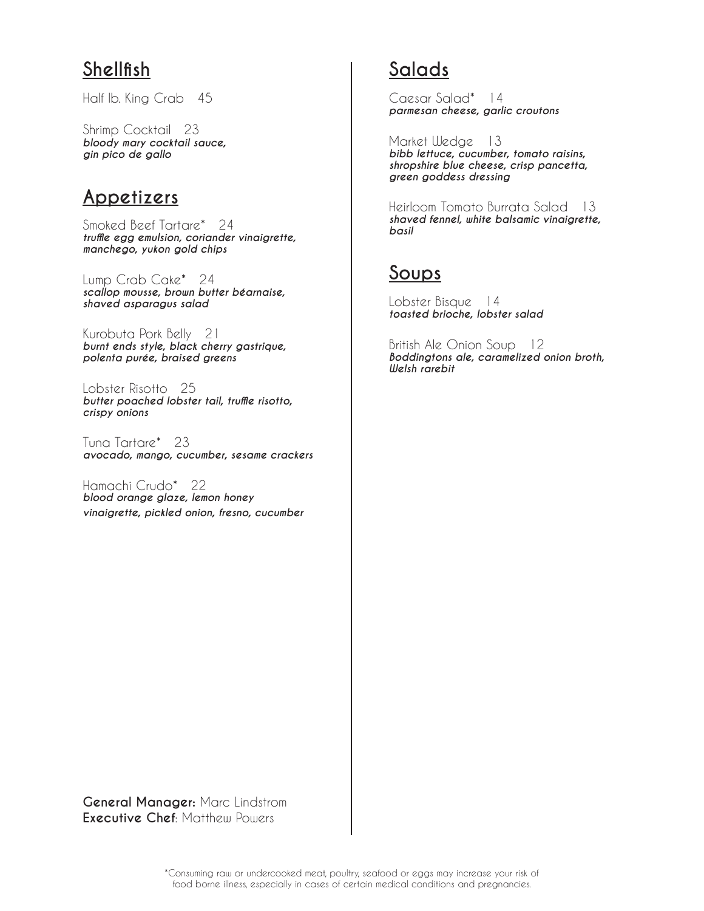## Shellfish

Half lb. King Crab 45

Shrimp Cocktail 23
***bloody mary cocktail sauce, gin pico de gallo***

## Appetizers

Smoked Beef Tartare* 24
***truffle egg emulsion, coriander vinaigrette, manchego, yukon gold chips***

Lump Crab Cake* 24
***scallop mousse, brown butter béarnaise, shaved asparagus salad***

Kurobuta Pork Belly 21
***burnt ends style, black cherry gastrique, polenta purée, braised greens***

Lobster Risotto 25
***butter poached lobster tail, truffle risotto, crispy onions***

Tuna Tartare* 23
***avocado, mango, cucumber, sesame crackers***

Hamachi Crudo* 22
***blood orange glaze, lemon honey vinaigrette, pickled onion, fresno, cucumber***

**General Manager:** Marc Lindstrom
**Executive Chef**: Matthew Powers

## Salads

Caesar Salad* 14
***parmesan cheese, garlic croutons***

Market Wedge 13
***bibb lettuce, cucumber, tomato raisins, shropshire blue cheese, crisp pancetta, green goddess dressing***

Heirloom Tomato Burrata Salad 13
***shaved fennel, white balsamic vinaigrette, basil***

## Soups

Lobster Bisque 14
***toasted brioche, lobster salad***

British Ale Onion Soup 12
***Boddingtons ale, caramelized onion broth, Welsh rarebit***

*Consuming raw or undercooked meat, poultry, seafood or eggs may increase your risk of food borne illness, especially in cases of certain medical conditions and pregnancies.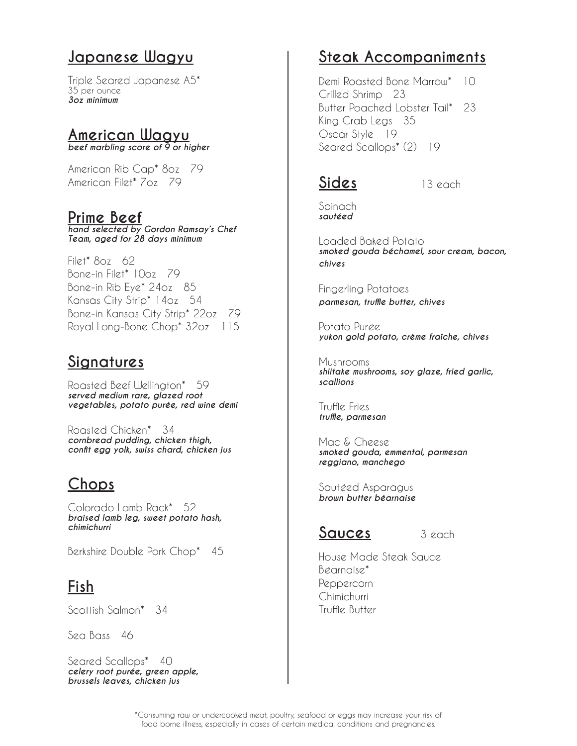## Japanese Wagyu

Triple Seared Japanese A5*
35 per ounce
***3oz minimum***

## American Wagyu

***beef marbling score of 9 or higher***

American Rib Cap* 8oz 79
American Filet* 7oz 79

## Prime Beef

***hand selected by Gordon Ramsay's Chef Team, aged for 28 days minimum***

Filet* 8oz 62
Bone-in Filet* 10oz 79
Bone-in Rib Eye* 24oz 85
Kansas City Strip* 14oz 54
Bone-in Kansas City Strip* 22oz 79
Royal Long-Bone Chop* 32oz 115

## Signatures

Roasted Beef Wellington* 59
***served medium rare, glazed root vegetables, potato purée, red wine demi***

Roasted Chicken* 34
***cornbread pudding, chicken thigh, confit egg yolk, swiss chard, chicken jus***

## Chops

Colorado Lamb Rack* 52
***braised lamb leg, sweet potato hash, chimichurri***

Berkshire Double Pork Chop* 45

## Fish

Scottish Salmon* 34

Sea Bass 46

Seared Scallops* 40
***celery root purée, green apple, brussels leaves, chicken jus***

## Steak Accompaniments

Demi Roasted Bone Marrow* 10
Grilled Shrimp 23
Butter Poached Lobster Tail* 23
King Crab Legs 35
Oscar Style 19
Seared Scallops* (2) 19

## Sides

13 each

Spinach
***sautéed***

Loaded Baked Potato
***smoked gouda béchamel, sour cream, bacon, chives***

Fingerling Potatoes
***parmesan, truffle butter, chives***

Potato Purée
***yukon gold potato, crème fraîche, chives***

Mushrooms
***shiitake mushrooms, soy glaze, fried garlic, scallions***

Truffle Fries
***truffle, parmesan***

Mac & Cheese
***smoked gouda, emmental, parmesan reggiano, manchego***

Sautéed Asparagus
***brown butter béarnaise***

## Sauces

3 each

House Made Steak Sauce
Béarnaise*
Peppercorn
Chimichurri
Truffle Butter

*Consuming raw or undercooked meat, poultry, seafood or eggs may increase your risk of food borne illness, especially in cases of certain medical conditions and pregnancies.